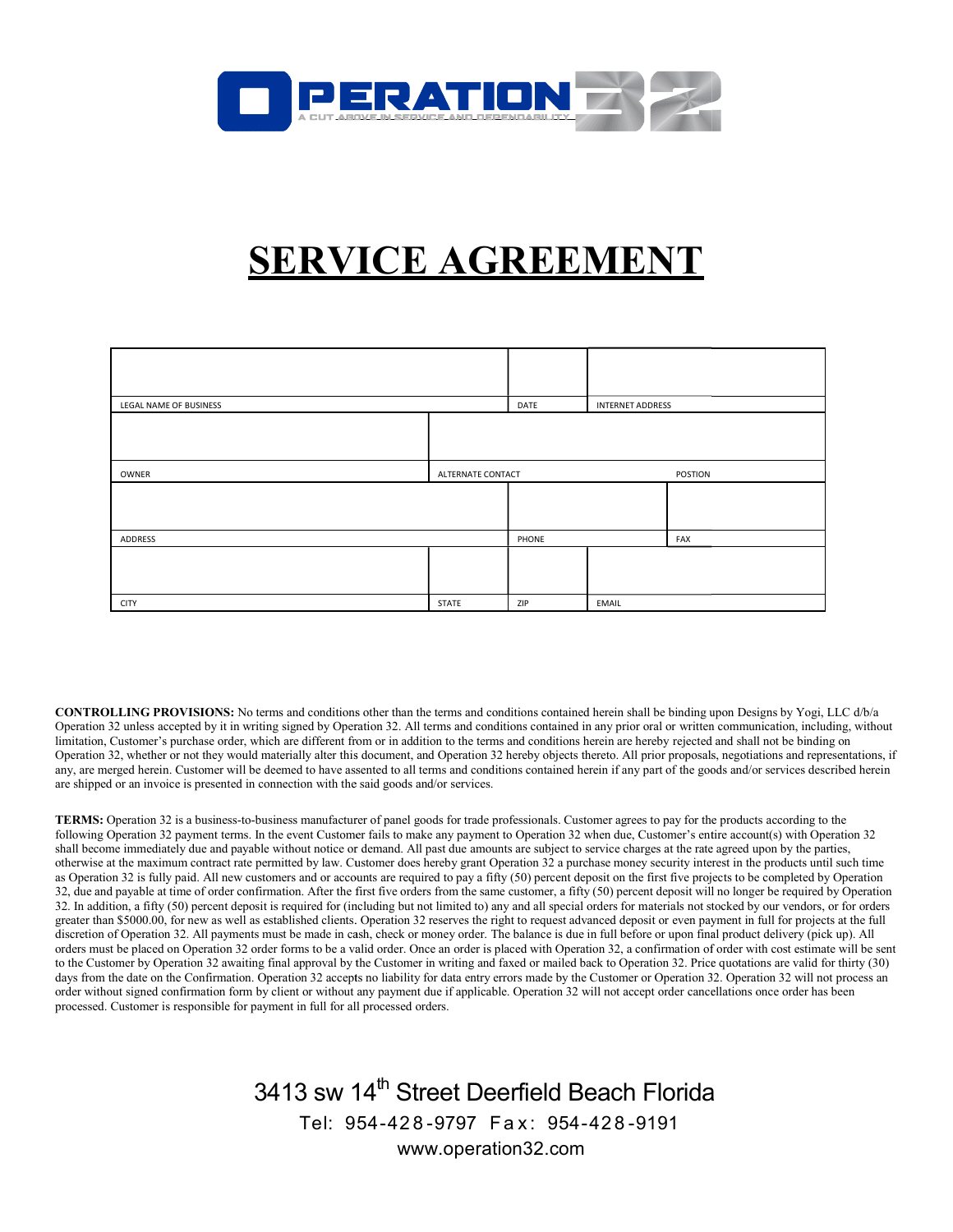OPERATION 32

A CUT ABOVE IN SERVICE AND DEPENDABILITY

# SERVICE AGREEMENT

| | | | | |
|---|---|---|---|---|
| LEGAL NAME OF BUSINESS | | DATE | INTERNET ADDRESS | |
| OWNER | ALTERNATE CONTACT | | | POSTION |
| ADDRESS | | PHONE | | FAX |
| CITY | STATE | ZIP | EMAIL | |

**CONTROLLING PROVISIONS:** No terms and conditions other than the terms and conditions contained herein shall be binding upon Designs by Yogi, LLC d/b/a Operation 32 unless accepted by it in writing signed by Operation 32. All terms and conditions contained in any prior oral or written communication, including, without limitation, Customer's purchase order, which are different from or in addition to the terms and conditions herein are hereby rejected and shall not be binding on Operation 32, whether or not they would materially alter this document, and Operation 32 hereby objects thereto. All prior proposals, negotiations and representations, if any, are merged herein. Customer will be deemed to have assented to all terms and conditions contained herein if any part of the goods and/or services described herein are shipped or an invoice is presented in connection with the said goods and/or services.

**TERMS:** Operation 32 is a business-to-business manufacturer of panel goods for trade professionals. Customer agrees to pay for the products according to the following Operation 32 payment terms. In the event Customer fails to make any payment to Operation 32 when due, Customer's entire account(s) with Operation 32 shall become immediately due and payable without notice or demand. All past due amounts are subject to service charges at the rate agreed upon by the parties, otherwise at the maximum contract rate permitted by law. Customer does hereby grant Operation 32 a purchase money security interest in the products until such time as Operation 32 is fully paid. All new customers and or accounts are required to pay a fifty (50) percent deposit on the first five projects to be completed by Operation 32, due and payable at time of order confirmation. After the first five orders from the same customer, a fifty (50) percent deposit will no longer be required by Operation 32. In addition, a fifty (50) percent deposit is required for (including but not limited to) any and all special orders for materials not stocked by our vendors, or for orders greater than $5000.00, for new as well as established clients. Operation 32 reserves the right to request advanced deposit or even payment in full for projects at the full discretion of Operation 32. All payments must be made in cash, check or money order. The balance is due in full before or upon final product delivery (pick up). All orders must be placed on Operation 32 order forms to be a valid order. Once an order is placed with Operation 32, a confirmation of order with cost estimate will be sent to the Customer by Operation 32 awaiting final approval by the Customer in writing and faxed or mailed back to Operation 32. Price quotations are valid for thirty (30) days from the date on the Confirmation. Operation 32 accepts no liability for data entry errors made by the Customer or Operation 32. Operation 32 will not process an order without signed confirmation form by client or without any payment due if applicable. Operation 32 will not accept order cancellations once order has been processed. Customer is responsible for payment in full for all processed orders.

3413 sw 14th Street Deerfield Beach Florida

Tel: 954-428-9797 Fax: 954-428-9191

www.operation32.com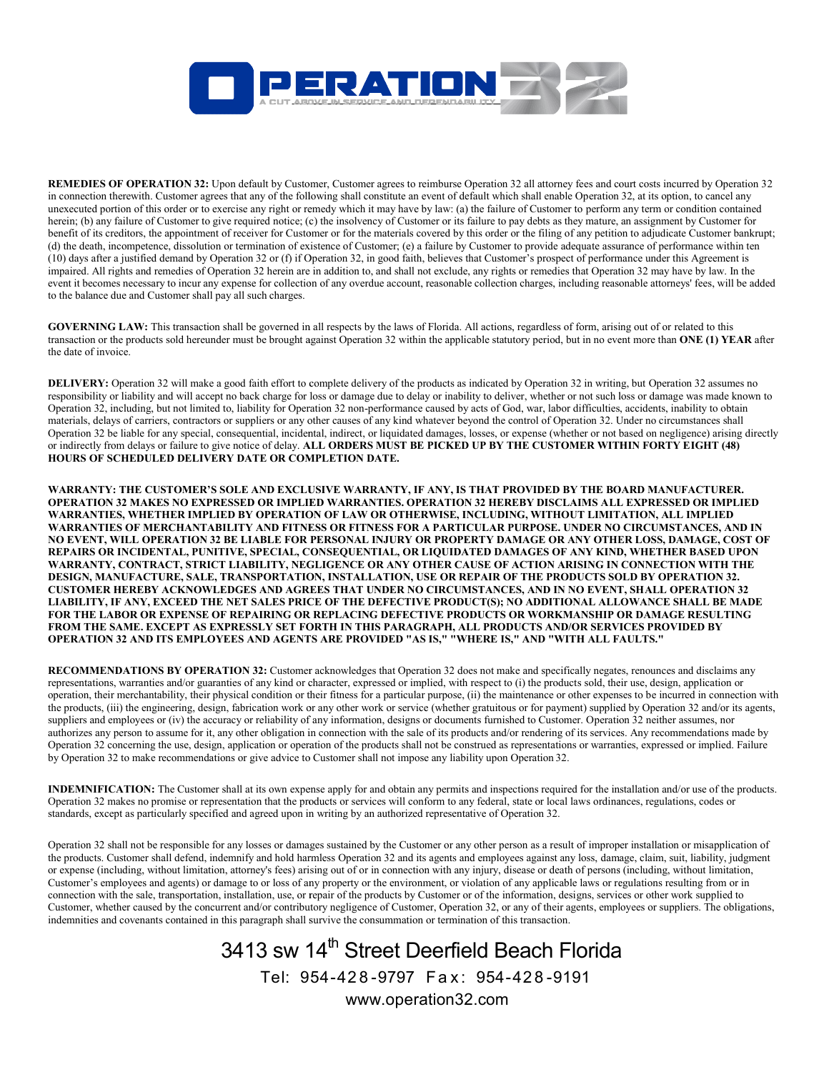**REMEDIES OF OPERATION 32:** Upon default by Customer, Customer agrees to reimburse Operation 32 all attorney fees and court costs incurred by Operation 32 in connection therewith. Customer agrees that any of the following shall constitute an event of default which shall enable Operation 32, at its option, to cancel any unexecuted portion of this order or to exercise any right or remedy which it may have by law: (a) the failure of Customer to perform any term or condition contained herein; (b) any failure of Customer to give required notice; (c) the insolvency of Customer or its failure to pay debts as they mature, an assignment by Customer for benefit of its creditors, the appointment of receiver for Customer or for the materials covered by this order or the filing of any petition to adjudicate Customer bankrupt; (d) the death, incompetence, dissolution or termination of existence of Customer; (e) a failure by Customer to provide adequate assurance of performance within ten (10) days after a justified demand by Operation 32 or (f) if Operation 32, in good faith, believes that Customer's prospect of performance under this Agreement is impaired. All rights and remedies of Operation 32 herein are in addition to, and shall not exclude, any rights or remedies that Operation 32 may have by law. In the event it becomes necessary to incur any expense for collection of any overdue account, reasonable collection charges, including reasonable attorneys' fees, will be added to the balance due and Customer shall pay all such charges.

**GOVERNING LAW:** This transaction shall be governed in all respects by the laws of Florida. All actions, regardless of form, arising out of or related to this transaction or the products sold hereunder must be brought against Operation 32 within the applicable statutory period, but in no event more than **ONE (1) YEAR** after the date of invoice.

**DELIVERY:** Operation 32 will make a good faith effort to complete delivery of the products as indicated by Operation 32 in writing, but Operation 32 assumes no responsibility or liability and will accept no back charge for loss or damage due to delay or inability to deliver, whether or not such loss or damage was made known to Operation 32, including, but not limited to, liability for Operation 32 non-performance caused by acts of God, war, labor difficulties, accidents, inability to obtain materials, delays of carriers, contractors or suppliers or any other causes of any kind whatever beyond the control of Operation 32. Under no circumstances shall Operation 32 be liable for any special, consequential, incidental, indirect, or liquidated damages, losses, or expense (whether or not based on negligence) arising directly or indirectly from delays or failure to give notice of delay. **ALL ORDERS MUST BE PICKED UP BY THE CUSTOMER WITHIN FORTY EIGHT (48) HOURS OF SCHEDULED DELIVERY DATE OR COMPLETION DATE.**

**WARRANTY: THE CUSTOMER'S SOLE AND EXCLUSIVE WARRANTY, IF ANY, IS THAT PROVIDED BY THE BOARD MANUFACTURER. OPERATION 32 MAKES NO EXPRESSED OR IMPLIED WARRANTIES. OPERATION 32 HEREBY DISCLAIMS ALL EXPRESSED OR IMPLIED WARRANTIES, WHETHER IMPLIED BY OPERATION OF LAW OR OTHERWISE, INCLUDING, WITHOUT LIMITATION, ALL IMPLIED WARRANTIES OF MERCHANTABILITY AND FITNESS OR FITNESS FOR A PARTICULAR PURPOSE. UNDER NO CIRCUMSTANCES, AND IN NO EVENT, WILL OPERATION 32 BE LIABLE FOR PERSONAL INJURY OR PROPERTY DAMAGE OR ANY OTHER LOSS, DAMAGE, COST OF REPAIRS OR INCIDENTAL, PUNITIVE, SPECIAL, CONSEQUENTIAL, OR LIQUIDATED DAMAGES OF ANY KIND, WHETHER BASED UPON WARRANTY, CONTRACT, STRICT LIABILITY, NEGLIGENCE OR ANY OTHER CAUSE OF ACTION ARISING IN CONNECTION WITH THE DESIGN, MANUFACTURE, SALE, TRANSPORTATION, INSTALLATION, USE OR REPAIR OF THE PRODUCTS SOLD BY OPERATION 32. CUSTOMER HEREBY ACKNOWLEDGES AND AGREES THAT UNDER NO CIRCUMSTANCES, AND IN NO EVENT, SHALL OPERATION 32 LIABILITY, IF ANY, EXCEED THE NET SALES PRICE OF THE DEFECTIVE PRODUCT(S); NO ADDITIONAL ALLOWANCE SHALL BE MADE FOR THE LABOR OR EXPENSE OF REPAIRING OR REPLACING DEFECTIVE PRODUCTS OR WORKMANSHIP OR DAMAGE RESULTING FROM THE SAME. EXCEPT AS EXPRESSLY SET FORTH IN THIS PARAGRAPH, ALL PRODUCTS AND/OR SERVICES PROVIDED BY OPERATION 32 AND ITS EMPLOYEES AND AGENTS ARE PROVIDED "AS IS," "WHERE IS," AND "WITH ALL FAULTS."**

**RECOMMENDATIONS BY OPERATION 32:** Customer acknowledges that Operation 32 does not make and specifically negates, renounces and disclaims any representations, warranties and/or guaranties of any kind or character, expressed or implied, with respect to (i) the products sold, their use, design, application or operation, their merchantability, their physical condition or their fitness for a particular purpose, (ii) the maintenance or other expenses to be incurred in connection with the products, (iii) the engineering, design, fabrication work or any other work or service (whether gratuitous or for payment) supplied by Operation 32 and/or its agents, suppliers and employees or (iv) the accuracy or reliability of any information, designs or documents furnished to Customer. Operation 32 neither assumes, nor authorizes any person to assume for it, any other obligation in connection with the sale of its products and/or rendering of its services. Any recommendations made by Operation 32 concerning the use, design, application or operation of the products shall not be construed as representations or warranties, expressed or implied. Failure by Operation 32 to make recommendations or give advice to Customer shall not impose any liability upon Operation 32.

**INDEMNIFICATION:** The Customer shall at its own expense apply for and obtain any permits and inspections required for the installation and/or use of the products. Operation 32 makes no promise or representation that the products or services will conform to any federal, state or local laws ordinances, regulations, codes or standards, except as particularly specified and agreed upon in writing by an authorized representative of Operation 32.

Operation 32 shall not be responsible for any losses or damages sustained by the Customer or any other person as a result of improper installation or misapplication of the products. Customer shall defend, indemnify and hold harmless Operation 32 and its agents and employees against any loss, damage, claim, suit, liability, judgment or expense (including, without limitation, attorney's fees) arising out of or in connection with any injury, disease or death of persons (including, without limitation, Customer's employees and agents) or damage to or loss of any property or the environment, or violation of any applicable laws or regulations resulting from or in connection with the sale, transportation, installation, use, or repair of the products by Customer or of the information, designs, services or other work supplied to Customer, whether caused by the concurrent and/or contributory negligence of Customer, Operation 32, or any of their agents, employees or suppliers. The obligations, indemnities and covenants contained in this paragraph shall survive the consummation or termination of this transaction.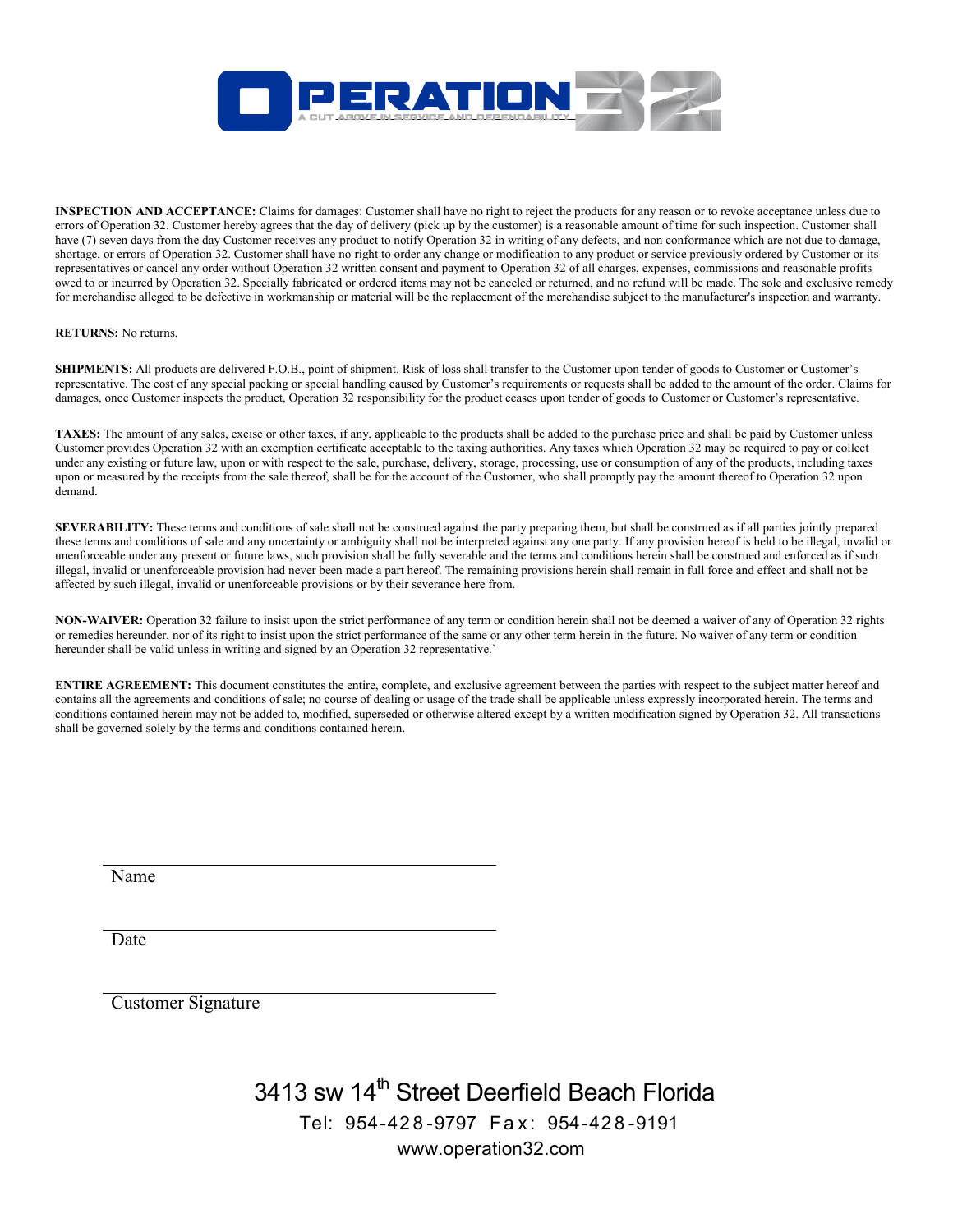# OPERATION 32

A CUT ABOVE IN SERVICE AND DEPENDABILITY

**INSPECTION AND ACCEPTANCE:** Claims for damages: Customer shall have no right to reject the products for any reason or to revoke acceptance unless due to errors of Operation 32. Customer hereby agrees that the day of delivery (pick up by the customer) is a reasonable amount of time for such inspection. Customer shall have (7) seven days from the day Customer receives any product to notify Operation 32 in writing of any defects, and non conformance which are not due to damage, shortage, or errors of Operation 32. Customer shall have no right to order any change or modification to any product or service previously ordered by Customer or its representatives or cancel any order without Operation 32 written consent and payment to Operation 32 of all charges, expenses, commissions and reasonable profits owed to or incurred by Operation 32. Specially fabricated or ordered items may not be canceled or returned, and no refund will be made. The sole and exclusive remedy for merchandise alleged to be defective in workmanship or material will be the replacement of the merchandise subject to the manufacturer's inspection and warranty.

**RETURNS:** No returns.

**SHIPMENTS:** All products are delivered F.O.B., point of shipment. Risk of loss shall transfer to the Customer upon tender of goods to Customer or Customer's representative. The cost of any special packing or special handling caused by Customer's requirements or requests shall be added to the amount of the order. Claims for damages, once Customer inspects the product, Operation 32 responsibility for the product ceases upon tender of goods to Customer or Customer's representative.

**TAXES:** The amount of any sales, excise or other taxes, if any, applicable to the products shall be added to the purchase price and shall be paid by Customer unless Customer provides Operation 32 with an exemption certificate acceptable to the taxing authorities. Any taxes which Operation 32 may be required to pay or collect under any existing or future law, upon or with respect to the sale, purchase, delivery, storage, processing, use or consumption of any of the products, including taxes upon or measured by the receipts from the sale thereof, shall be for the account of the Customer, who shall promptly pay the amount thereof to Operation 32 upon demand.

**SEVERABILITY:** These terms and conditions of sale shall not be construed against the party preparing them, but shall be construed as if all parties jointly prepared these terms and conditions of sale and any uncertainty or ambiguity shall not be interpreted against any one party. If any provision hereof is held to be illegal, invalid or unenforceable under any present or future laws, such provision shall be fully severable and the terms and conditions herein shall be construed and enforced as if such illegal, invalid or unenforceable provision had never been made a part hereof. The remaining provisions herein shall remain in full force and effect and shall not be affected by such illegal, invalid or unenforceable provisions or by their severance here from.

**NON-WAIVER:** Operation 32 failure to insist upon the strict performance of any term or condition herein shall not be deemed a waiver of any of Operation 32 rights or remedies hereunder, nor of its right to insist upon the strict performance of the same or any other term herein in the future. No waiver of any term or condition hereunder shall be valid unless in writing and signed by an Operation 32 representative.`

**ENTIRE AGREEMENT:** This document constitutes the entire, complete, and exclusive agreement between the parties with respect to the subject matter hereof and contains all the agreements and conditions of sale; no course of dealing or usage of the trade shall be applicable unless expressly incorporated herein. The terms and conditions contained herein may not be added to, modified, superseded or otherwise altered except by a written modification signed by Operation 32. All transactions shall be governed solely by the terms and conditions contained herein.

\_\_\_\_\_\_\_\_\_\_\_\_\_\_\_\_\_\_\_\_\_\_\_\_\_\_\_\_\_\_\_\_\_\_\_\_\_\_\_\_

Name

\_\_\_\_\_\_\_\_\_\_\_\_\_\_\_\_\_\_\_\_\_\_\_\_\_\_\_\_\_\_\_\_\_\_\_\_\_\_\_\_

Date

\_\_\_\_\_\_\_\_\_\_\_\_\_\_\_\_\_\_\_\_\_\_\_\_\_\_\_\_\_\_\_\_\_\_\_\_\_\_\_\_

Customer Signature

3413 sw 14th Street Deerfield Beach Florida

Tel: 954-428-9797 Fax: 954-428-9191

www.operation32.com